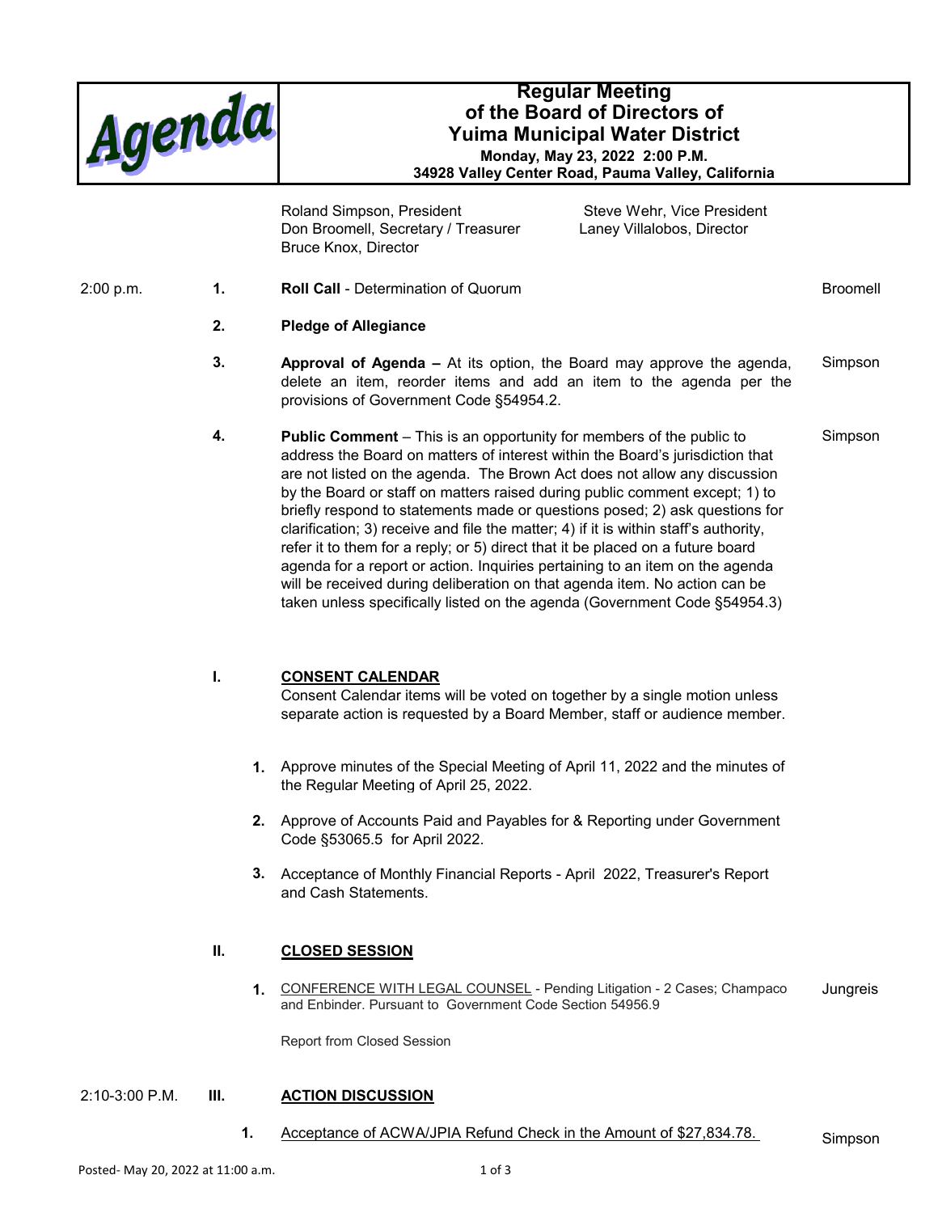# Agenda

## Regular Meeting of the Board of Directors of Yuima Municipal Water District

**Monday, May 23, 2022 2:00 P.M.**
**34928 Valley Center Road, Pauma Valley, California**

Roland Simpson, President
Steve Wehr, Vice President
Don Broomell, Secretary / Treasurer
Laney Villalobos, Director
Bruce Knox, Director

2:00 p.m. **1.** **Roll Call** - Determination of Quorum — Broomell

**2.** **Pledge of Allegiance**

**3.** **Approval of Agenda –** At its option, the Board may approve the agenda, delete an item, reorder items and add an item to the agenda per the provisions of Government Code §54954.2. — Simpson

**4.** **Public Comment** – This is an opportunity for members of the public to address the Board on matters of interest within the Board's jurisdiction that are not listed on the agenda. The Brown Act does not allow any discussion by the Board or staff on matters raised during public comment except; 1) to briefly respond to statements made or questions posed; 2) ask questions for clarification; 3) receive and file the matter; 4) if it is within staff's authority, refer it to them for a reply; or 5) direct that it be placed on a future board agenda for a report or action. Inquiries pertaining to an item on the agenda will be received during deliberation on that agenda item. No action can be taken unless specifically listed on the agenda (Government Code §54954.3) — Simpson

### I. CONSENT CALENDAR

Consent Calendar items will be voted on together by a single motion unless separate action is requested by a Board Member, staff or audience member.

1. Approve minutes of the Special Meeting of April 11, 2022 and the minutes of the Regular Meeting of April 25, 2022.
2. Approve of Accounts Paid and Payables for & Reporting under Government Code §53065.5 for April 2022.
3. Acceptance of Monthly Financial Reports - April 2022, Treasurer's Report and Cash Statements.

### II. CLOSED SESSION

1. CONFERENCE WITH LEGAL COUNSEL - Pending Litigation - 2 Cases; Champaco and Enbinder. Pursuant to Government Code Section 54956.9 — Jungreis

   Report from Closed Session

### 2:10-3:00 P.M. III. ACTION DISCUSSION

1. Acceptance of ACWA/JPIA Refund Check in the Amount of $27,834.78. — Simpson

Posted- May 20, 2022 at 11:00 a.m.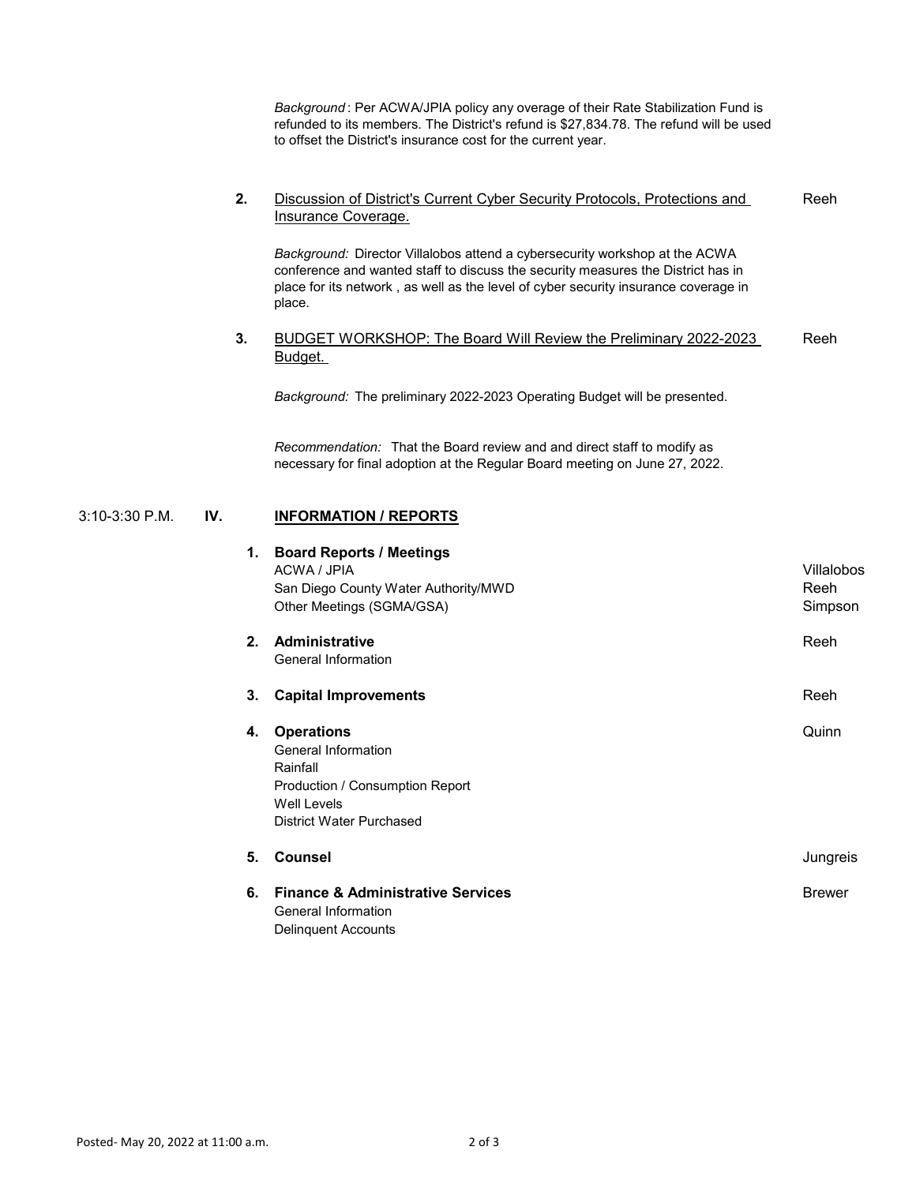*Background*: Per ACWA/JPIA policy any overage of their Rate Stabilization Fund is refunded to its members. The District's refund is $27,834.78. The refund will be used to offset the District's insurance cost for the current year.

**2.** Discussion of District's Current Cyber Security Protocols, Protections and Insurance Coverage. — Reeh

*Background:* Director Villalobos attend a cybersecurity workshop at the ACWA conference and wanted staff to discuss the security measures the District has in place for its network , as well as the level of cyber security insurance coverage in place.

**3.** BUDGET WORKSHOP: The Board Will Review the Preliminary 2022-2023 Budget. — Reeh

*Background:* The preliminary 2022-2023 Operating Budget will be presented.

*Recommendation:* That the Board review and and direct staff to modify as necessary for final adoption at the Regular Board meeting on June 27, 2022.

3:10-3:30 P.M. **IV. INFORMATION / REPORTS**

**1. Board Reports / Meetings**

- ACWA / JPIA — Villalobos
- San Diego County Water Authority/MWD — Reeh
- Other Meetings (SGMA/GSA) — Simpson

**2. Administrative** — Reeh

- General Information

**3. Capital Improvements** — Reeh

**4. Operations** — Quinn

- General Information
- Rainfall
- Production / Consumption Report
- Well Levels
- District Water Purchased

**5. Counsel** — Jungreis

**6. Finance & Administrative Services** — Brewer

- General Information
- Delinquent Accounts

Posted- May 20, 2022 at 11:00 a.m.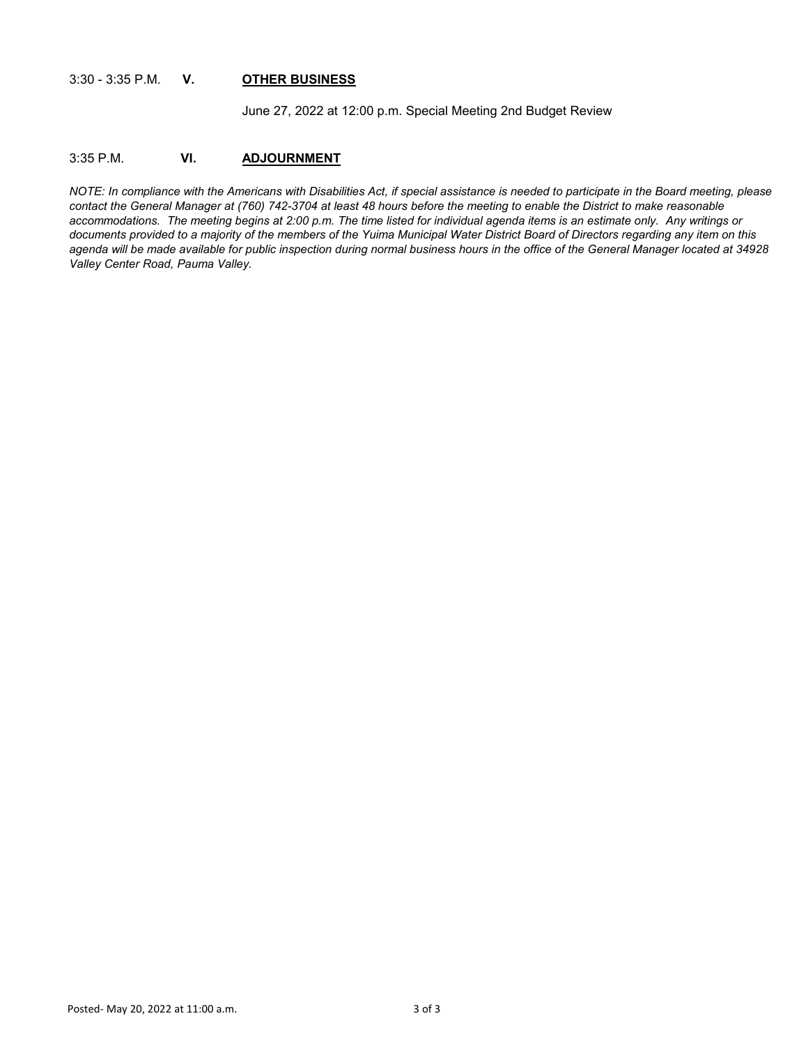3:30 - 3:35 P.M. **V.** **OTHER BUSINESS**

June 27, 2022 at 12:00 p.m. Special Meeting 2nd Budget Review

3:35 P.M. **VI.** **ADJOURNMENT**

*NOTE: In compliance with the Americans with Disabilities Act, if special assistance is needed to participate in the Board meeting, please contact the General Manager at (760) 742-3704 at least 48 hours before the meeting to enable the District to make reasonable accommodations. The meeting begins at 2:00 p.m. The time listed for individual agenda items is an estimate only. Any writings or documents provided to a majority of the members of the Yuima Municipal Water District Board of Directors regarding any item on this agenda will be made available for public inspection during normal business hours in the office of the General Manager located at 34928 Valley Center Road, Pauma Valley.*

Posted- May 20, 2022 at 11:00 a.m.